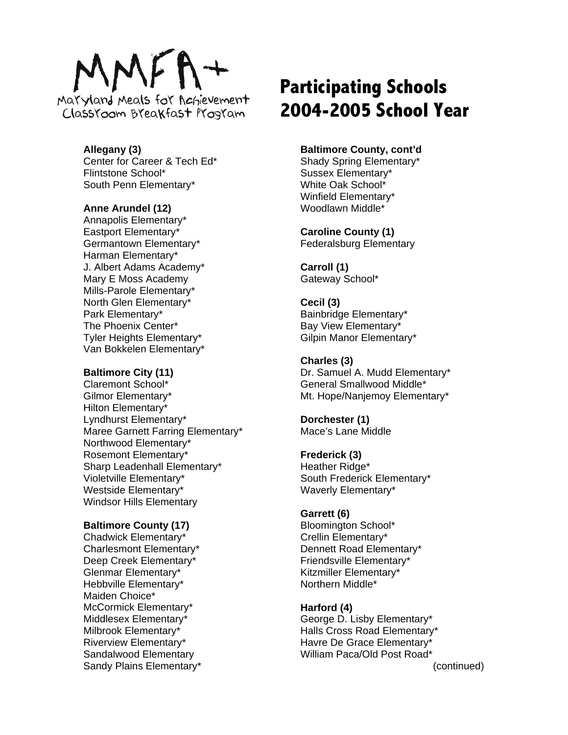MMFA+

Maryland Meals for Achievement
Classroom Breakfast Program

# Participating Schools 2004-2005 School Year

**Allegany (3)**
Center for Career & Tech Ed*
Flintstone School*
South Penn Elementary*

**Anne Arundel (12)**
Annapolis Elementary*
Eastport Elementary*
Germantown Elementary*
Harman Elementary*
J. Albert Adams Academy*
Mary E Moss Academy
Mills-Parole Elementary*
North Glen Elementary*
Park Elementary*
The Phoenix Center*
Tyler Heights Elementary*
Van Bokkelen Elementary*

**Baltimore City (11)**
Claremont School*
Gilmor Elementary*
Hilton Elementary*
Lyndhurst Elementary*
Maree Garnett Farring Elementary*
Northwood Elementary*
Rosemont Elementary*
Sharp Leadenhall Elementary*
Violetville Elementary*
Westside Elementary*
Windsor Hills Elementary

**Baltimore County (17)**
Chadwick Elementary*
Charlesmont Elementary*
Deep Creek Elementary*
Glenmar Elementary*
Hebbville Elementary*
Maiden Choice*
McCormick Elementary*
Middlesex Elementary*
Milbrook Elementary*
Riverview Elementary*
Sandalwood Elementary
Sandy Plains Elementary*

**Baltimore County, cont'd**
Shady Spring Elementary*
Sussex Elementary*
White Oak School*
Winfield Elementary*
Woodlawn Middle*

**Caroline County (1)**
Federalsburg Elementary

**Carroll (1)**
Gateway School*

**Cecil (3)**
Bainbridge Elementary*
Bay View Elementary*
Gilpin Manor Elementary*

**Charles (3)**
Dr. Samuel A. Mudd Elementary*
General Smallwood Middle*
Mt. Hope/Nanjemoy Elementary*

**Dorchester (1)**
Mace's Lane Middle

**Frederick (3)**
Heather Ridge*
South Frederick Elementary*
Waverly Elementary*

**Garrett (6)**
Bloomington School*
Crellin Elementary*
Dennett Road Elementary*
Friendsville Elementary*
Kitzmiller Elementary*
Northern Middle*

**Harford (4)**
George D. Lisby Elementary*
Halls Cross Road Elementary*
Havre De Grace Elementary*
William Paca/Old Post Road*

(continued)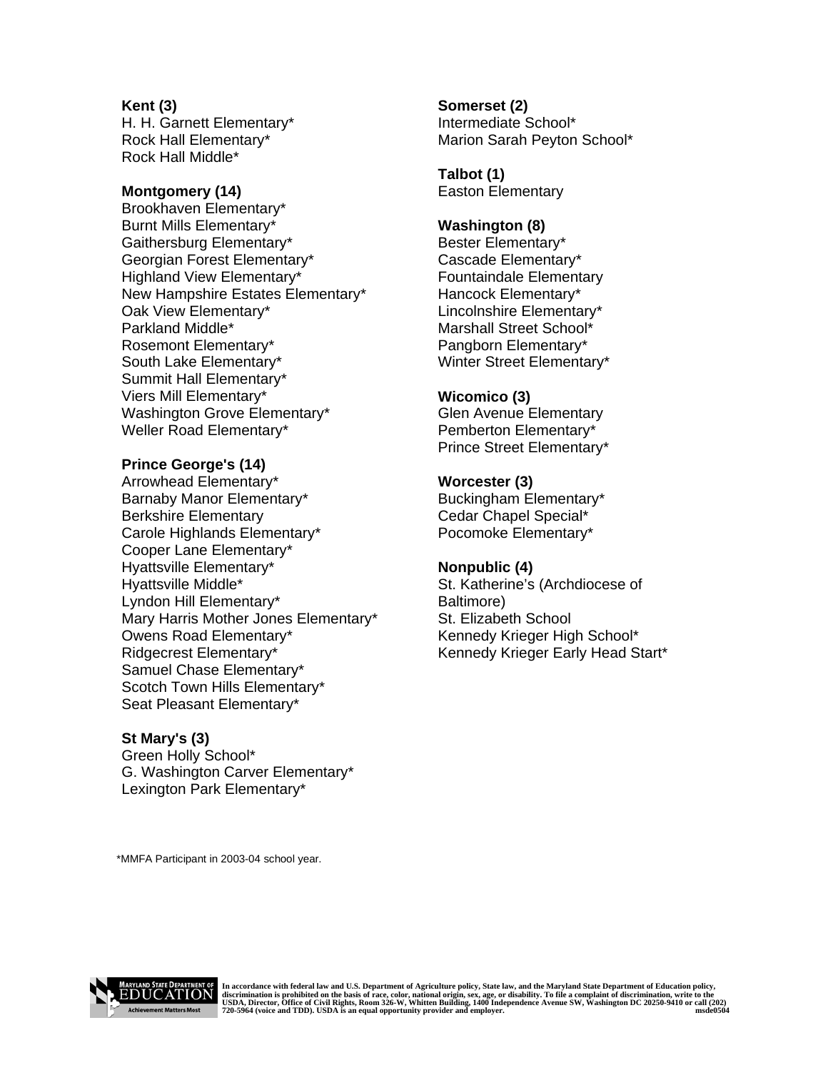**Kent (3)**
H. H. Garnett Elementary*
Rock Hall Elementary*
Rock Hall Middle*

**Montgomery (14)**
Brookhaven Elementary*
Burnt Mills Elementary*
Gaithersburg Elementary*
Georgian Forest Elementary*
Highland View Elementary*
New Hampshire Estates Elementary*
Oak View Elementary*
Parkland Middle*
Rosemont Elementary*
South Lake Elementary*
Summit Hall Elementary*
Viers Mill Elementary*
Washington Grove Elementary*
Weller Road Elementary*

**Prince George's (14)**
Arrowhead Elementary*
Barnaby Manor Elementary*
Berkshire Elementary
Carole Highlands Elementary*
Cooper Lane Elementary*
Hyattsville Elementary*
Hyattsville Middle*
Lyndon Hill Elementary*
Mary Harris Mother Jones Elementary*
Owens Road Elementary*
Ridgecrest Elementary*
Samuel Chase Elementary*
Scotch Town Hills Elementary*
Seat Pleasant Elementary*

**St Mary's (3)**
Green Holly School*
G. Washington Carver Elementary*
Lexington Park Elementary*

**Somerset (2)**
Intermediate School*
Marion Sarah Peyton School*

**Talbot (1)**
Easton Elementary

**Washington (8)**
Bester Elementary*
Cascade Elementary*
Fountaindale Elementary
Hancock Elementary*
Lincolnshire Elementary*
Marshall Street School*
Pangborn Elementary*
Winter Street Elementary*

**Wicomico (3)**
Glen Avenue Elementary
Pemberton Elementary*
Prince Street Elementary*

**Worcester (3)**
Buckingham Elementary*
Cedar Chapel Special*
Pocomoke Elementary*

**Nonpublic (4)**
St. Katherine's (Archdiocese of Baltimore)
St. Elizabeth School
Kennedy Krieger High School*
Kennedy Krieger Early Head Start*

*MMFA Participant in 2003-04 school year.

MARYLAND STATE DEPARTMENT OF EDUCATION
Achievement Matters Most

In accordance with federal law and U.S. Department of Agriculture policy, State law, and the Maryland State Department of Education policy, discrimination is prohibited on the basis of race, color, national origin, sex, age, or disability. To file a complaint of discrimination, write to the USDA, Director, Office of Civil Rights, Room 326-W, Whitten Building, 1400 Independence Avenue SW, Washington DC 20250-9410 or call (202) 720-5964 (voice and TDD). USDA is an equal opportunity provider and employer. msde0504